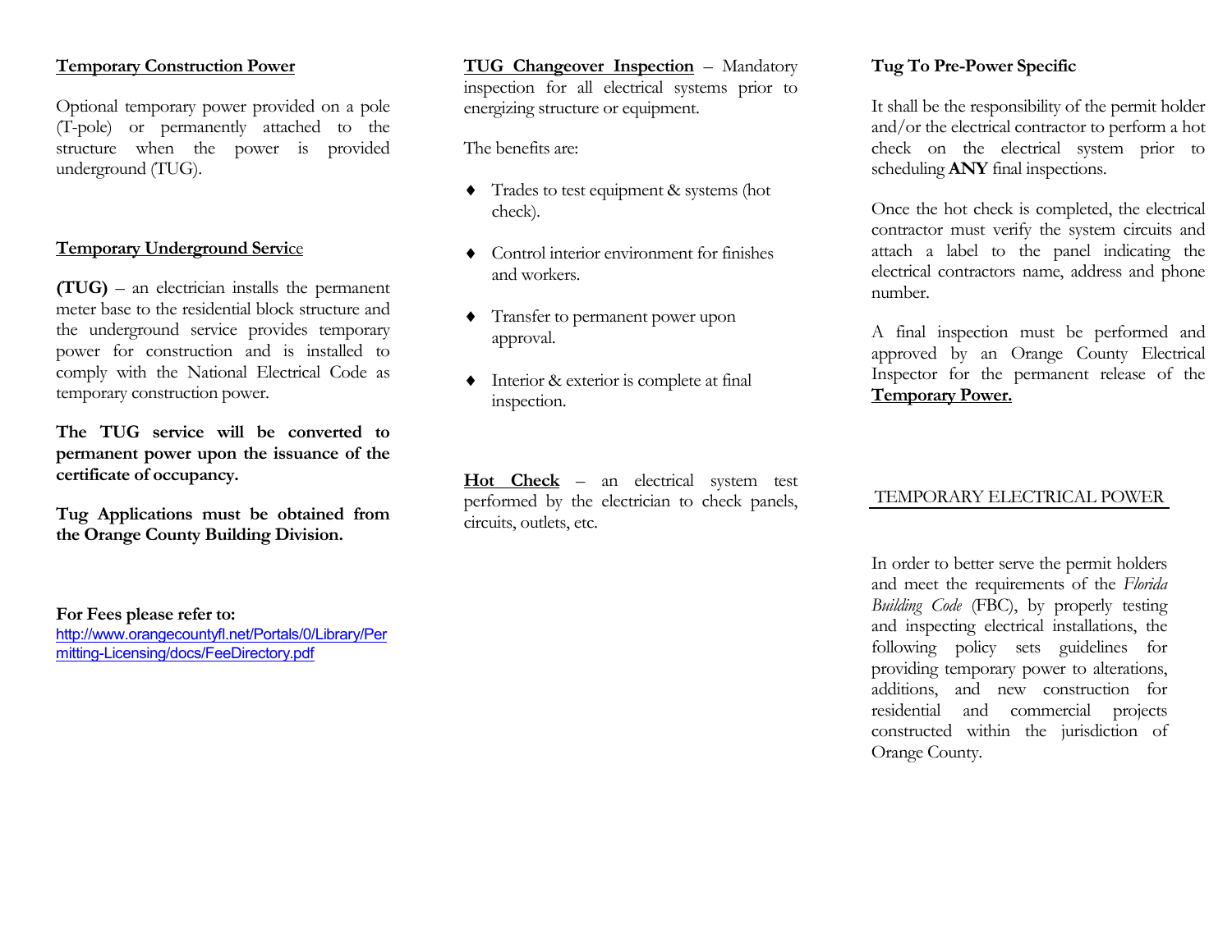## Temporary Construction Power

Optional temporary power provided on a pole (T-pole) or permanently attached to the structure when the power is provided underground (TUG).

## Temporary Underground Service

**(TUG)** – an electrician installs the permanent meter base to the residential block structure and the underground service provides temporary power for construction and is installed to comply with the National Electrical Code as temporary construction power.

**The TUG service will be converted to permanent power upon the issuance of the certificate of occupancy.**

**Tug Applications must be obtained from the Orange County Building Division.**

**For Fees please refer to:**
http://www.orangecountyfl.net/Portals/0/Library/Permitting-Licensing/docs/FeeDirectory.pdf

**TUG Changeover Inspection** – Mandatory inspection for all electrical systems prior to energizing structure or equipment.

The benefits are:

- Trades to test equipment & systems (hot check).
- Control interior environment for finishes and workers.
- Transfer to permanent power upon approval.
- Interior & exterior is complete at final inspection.

**Hot Check** – an electrical system test performed by the electrician to check panels, circuits, outlets, etc.

## Tug To Pre-Power Specific

It shall be the responsibility of the permit holder and/or the electrical contractor to perform a hot check on the electrical system prior to scheduling **ANY** final inspections.

Once the hot check is completed, the electrical contractor must verify the system circuits and attach a label to the panel indicating the electrical contractors name, address and phone number.

A final inspection must be performed and approved by an Orange County Electrical Inspector for the permanent release of the **Temporary Power.**

## TEMPORARY ELECTRICAL POWER

In order to better serve the permit holders and meet the requirements of the *Florida Building Code* (FBC), by properly testing and inspecting electrical installations, the following policy sets guidelines for providing temporary power to alterations, additions, and new construction for residential and commercial projects constructed within the jurisdiction of Orange County.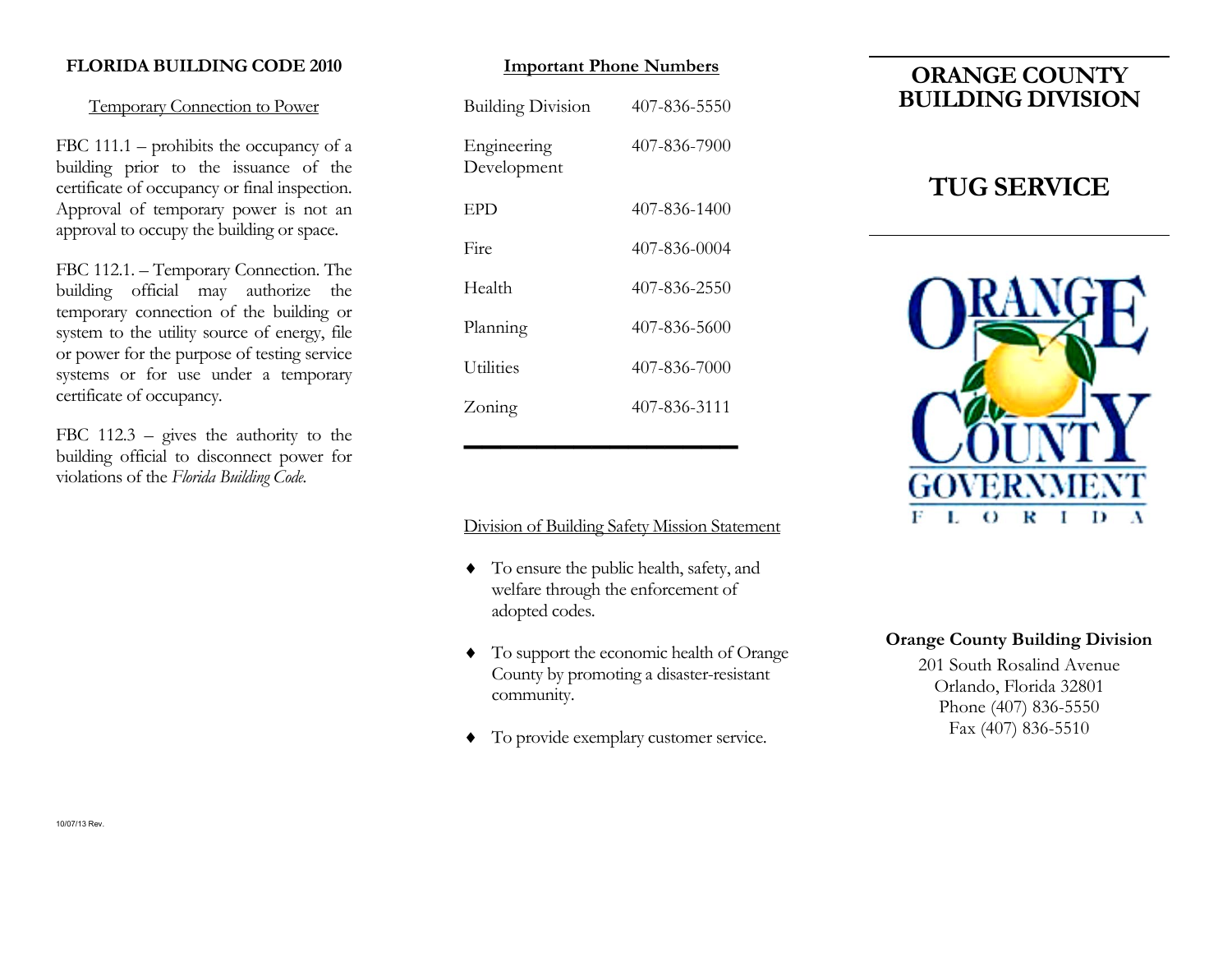## FLORIDA BUILDING CODE 2010

Temporary Connection to Power

FBC 111.1 – prohibits the occupancy of a building prior to the issuance of the certificate of occupancy or final inspection. Approval of temporary power is not an approval to occupy the building or space.

FBC 112.1. – Temporary Connection. The building official may authorize the temporary connection of the building or system to the utility source of energy, file or power for the purpose of testing service systems or for use under a temporary certificate of occupancy.

FBC 112.3 – gives the authority to the building official to disconnect power for violations of the *Florida Building Code.*

10/07/13 Rev.

## Important Phone Numbers

| | |
|---|---|
| Building Division | 407-836-5550 |
| Engineering Development | 407-836-7900 |
| EPD | 407-836-1400 |
| Fire | 407-836-0004 |
| Health | 407-836-2550 |
| Planning | 407-836-5600 |
| Utilities | 407-836-7000 |
| Zoning | 407-836-3111 |

Division of Building Safety Mission Statement

- To ensure the public health, safety, and welfare through the enforcement of adopted codes.
- To support the economic health of Orange County by promoting a disaster-resistant community.
- To provide exemplary customer service.

# ORANGE COUNTY BUILDING DIVISION

# TUG SERVICE

ORANGE COUNTY GOVERNMENT FLORIDA

**Orange County Building Division**

201 South Rosalind Avenue
Orlando, Florida 32801
Phone (407) 836-5550
Fax (407) 836-5510